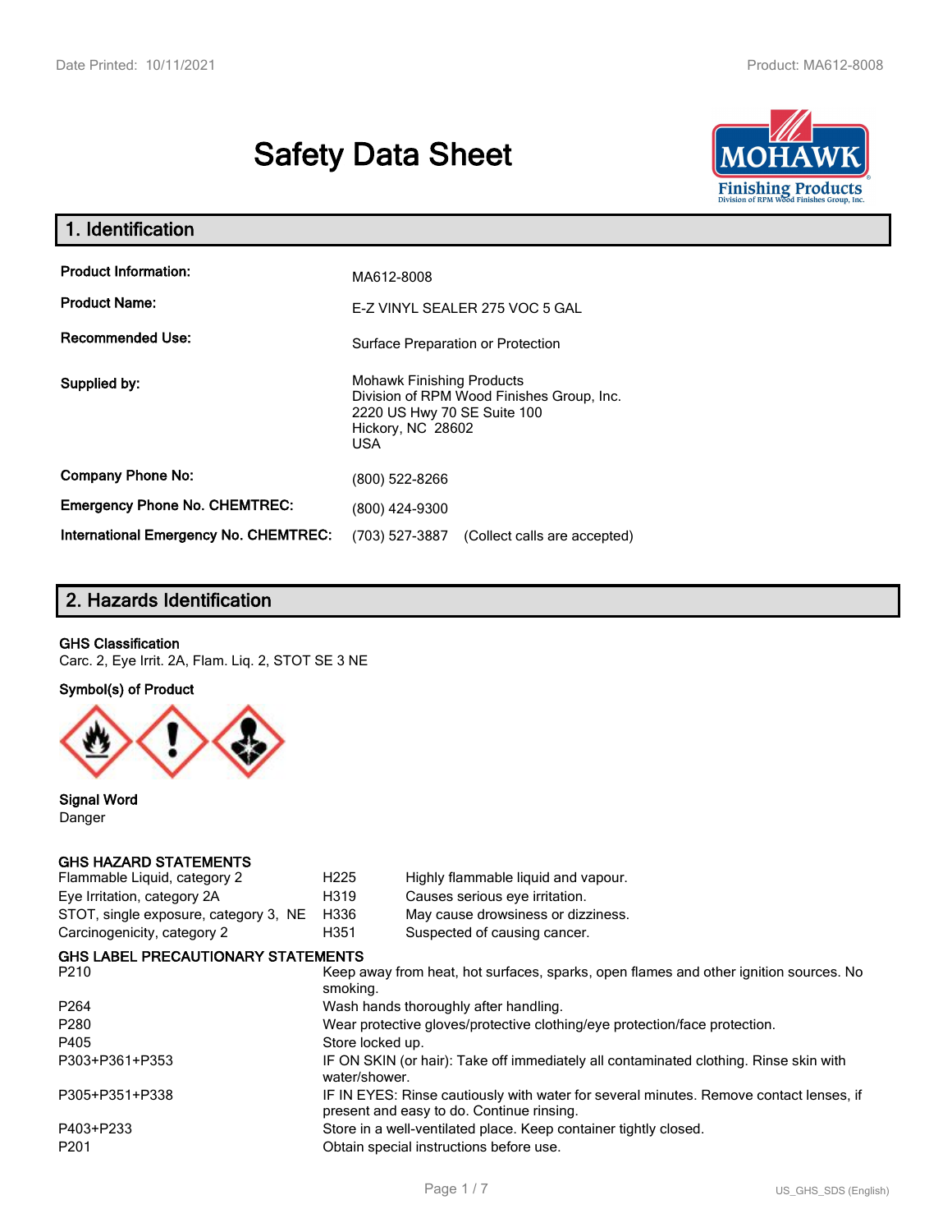# Safety Data Sheet

## 1. Identification

| | |
|---|---|
| **Product Information:** | MA612-8008 |
| **Product Name:** | E-Z VINYL SEALER 275 VOC 5 GAL |
| **Recommended Use:** | Surface Preparation or Protection |
| **Supplied by:** | Mohawk Finishing Products<br>Division of RPM Wood Finishes Group, Inc.<br>2220 US Hwy 70 SE Suite 100<br>Hickory, NC 28602<br>USA |
| **Company Phone No:** | (800) 522-8266 |
| **Emergency Phone No. CHEMTREC:** | (800) 424-9300 |
| **International Emergency No. CHEMTREC:** | (703) 527-3887 (Collect calls are accepted) |

## 2. Hazards Identification

**GHS Classification**

Carc. 2, Eye Irrit. 2A, Flam. Liq. 2, STOT SE 3 NE

**Symbol(s) of Product**

**Signal Word**

Danger

**GHS HAZARD STATEMENTS**

| | | |
|---|---|---|
| Flammable Liquid, category 2 | H225 | Highly flammable liquid and vapour. |
| Eye Irritation, category 2A | H319 | Causes serious eye irritation. |
| STOT, single exposure, category 3, NE | H336 | May cause drowsiness or dizziness. |
| Carcinogenicity, category 2 | H351 | Suspected of causing cancer. |

**GHS LABEL PRECAUTIONARY STATEMENTS**

| | |
|---|---|
| P210 | Keep away from heat, hot surfaces, sparks, open flames and other ignition sources. No smoking. |
| P264 | Wash hands thoroughly after handling. |
| P280 | Wear protective gloves/protective clothing/eye protection/face protection. |
| P405 | Store locked up. |
| P303+P361+P353 | IF ON SKIN (or hair): Take off immediately all contaminated clothing. Rinse skin with water/shower. |
| P305+P351+P338 | IF IN EYES: Rinse cautiously with water for several minutes. Remove contact lenses, if present and easy to do. Continue rinsing. |
| P403+P233 | Store in a well-ventilated place. Keep container tightly closed. |
| P201 | Obtain special instructions before use. |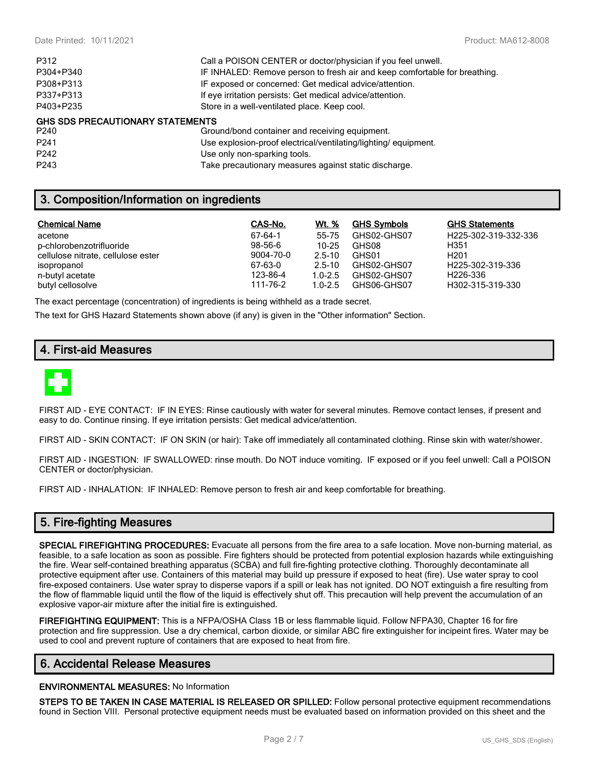| | |
|---|---|
| P312 | Call a POISON CENTER or doctor/physician if you feel unwell. |
| P304+P340 | IF INHALED: Remove person to fresh air and keep comfortable for breathing. |
| P308+P313 | IF exposed or concerned: Get medical advice/attention. |
| P337+P313 | If eye irritation persists: Get medical advice/attention. |
| P403+P235 | Store in a well-ventilated place. Keep cool. |

**GHS SDS PRECAUTIONARY STATEMENTS**

| | |
|---|---|
| P240 | Ground/bond container and receiving equipment. |
| P241 | Use explosion-proof electrical/ventilating/lighting/ equipment. |
| P242 | Use only non-sparking tools. |
| P243 | Take precautionary measures against static discharge. |

## 3. Composition/Information on ingredients

| Chemical Name | CAS-No. | Wt. % | GHS Symbols | GHS Statements |
|---|---|---|---|---|
| acetone | 67-64-1 | 55-75 | GHS02-GHS07 | H225-302-319-332-336 |
| p-chlorobenzotrifluoride | 98-56-6 | 10-25 | GHS08 | H351 |
| cellulose nitrate, cellulose ester | 9004-70-0 | 2.5-10 | GHS01 | H201 |
| isopropanol | 67-63-0 | 2.5-10 | GHS02-GHS07 | H225-302-319-336 |
| n-butyl acetate | 123-86-4 | 1.0-2.5 | GHS02-GHS07 | H226-336 |
| butyl cellosolve | 111-76-2 | 1.0-2.5 | GHS06-GHS07 | H302-315-319-330 |

The exact percentage (concentration) of ingredients is being withheld as a trade secret.

The text for GHS Hazard Statements shown above (if any) is given in the "Other information" Section.

## 4. First-aid Measures

FIRST AID - EYE CONTACT: IF IN EYES: Rinse cautiously with water for several minutes. Remove contact lenses, if present and easy to do. Continue rinsing. If eye irritation persists: Get medical advice/attention.

FIRST AID - SKIN CONTACT: IF ON SKIN (or hair): Take off immediately all contaminated clothing. Rinse skin with water/shower.

FIRST AID - INGESTION: IF SWALLOWED: rinse mouth. Do NOT induce vomiting. IF exposed or if you feel unwell: Call a POISON CENTER or doctor/physician.

FIRST AID - INHALATION: IF INHALED: Remove person to fresh air and keep comfortable for breathing.

## 5. Fire-fighting Measures

**SPECIAL FIREFIGHTING PROCEDURES:** Evacuate all persons from the fire area to a safe location. Move non-burning material, as feasible, to a safe location as soon as possible. Fire fighters should be protected from potential explosion hazards while extinguishing the fire. Wear self-contained breathing apparatus (SCBA) and full fire-fighting protective clothing. Thoroughly decontaminate all protective equipment after use. Containers of this material may build up pressure if exposed to heat (fire). Use water spray to cool fire-exposed containers. Use water spray to disperse vapors if a spill or leak has not ignited. DO NOT extinguish a fire resulting from the flow of flammable liquid until the flow of the liquid is effectively shut off. This precaution will help prevent the accumulation of an explosive vapor-air mixture after the initial fire is extinguished.

**FIREFIGHTING EQUIPMENT:** This is a NFPA/OSHA Class 1B or less flammable liquid. Follow NFPA30, Chapter 16 for fire protection and fire suppression. Use a dry chemical, carbon dioxide, or similar ABC fire extinguisher for incipeint fires. Water may be used to cool and prevent rupture of containers that are exposed to heat from fire.

## 6. Accidental Release Measures

**ENVIRONMENTAL MEASURES:** No Information

**STEPS TO BE TAKEN IN CASE MATERIAL IS RELEASED OR SPILLED:** Follow personal protective equipment recommendations found in Section VIII. Personal protective equipment needs must be evaluated based on information provided on this sheet and the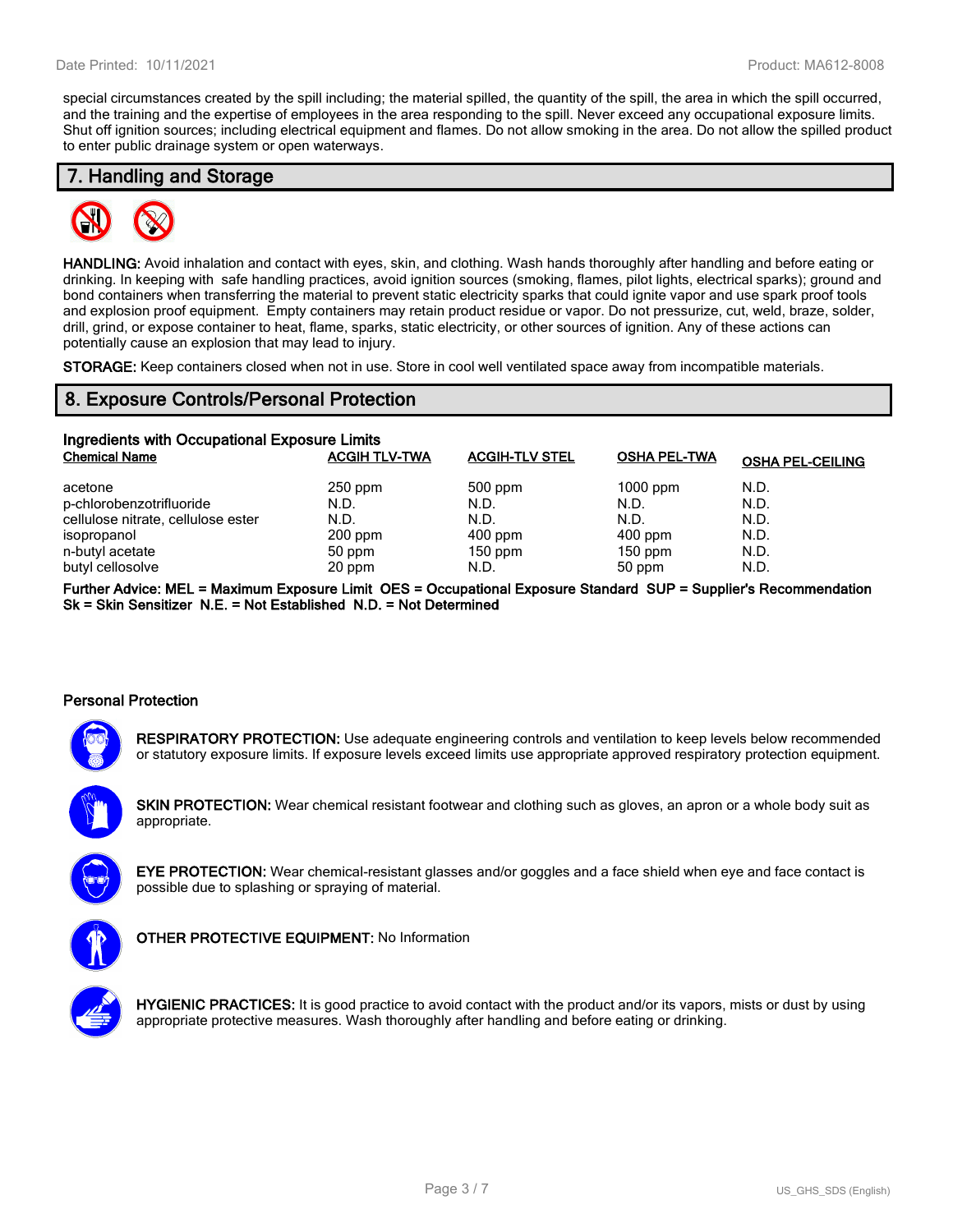special circumstances created by the spill including; the material spilled, the quantity of the spill, the area in which the spill occurred, and the training and the expertise of employees in the area responding to the spill. Never exceed any occupational exposure limits. Shut off ignition sources; including electrical equipment and flames. Do not allow smoking in the area. Do not allow the spilled product to enter public drainage system or open waterways.

## 7. Handling and Storage

**HANDLING:** Avoid inhalation and contact with eyes, skin, and clothing. Wash hands thoroughly after handling and before eating or drinking. In keeping with safe handling practices, avoid ignition sources (smoking, flames, pilot lights, electrical sparks); ground and bond containers when transferring the material to prevent static electricity sparks that could ignite vapor and use spark proof tools and explosion proof equipment. Empty containers may retain product residue or vapor. Do not pressurize, cut, weld, braze, solder, drill, grind, or expose container to heat, flame, sparks, static electricity, or other sources of ignition. Any of these actions can potentially cause an explosion that may lead to injury.

**STORAGE:** Keep containers closed when not in use. Store in cool well ventilated space away from incompatible materials.

## 8. Exposure Controls/Personal Protection

**Ingredients with Occupational Exposure Limits**

| Chemical Name | ACGIH TLV-TWA | ACGIH-TLV STEL | OSHA PEL-TWA | OSHA PEL-CEILING |
|---|---|---|---|---|
| acetone | 250 ppm | 500 ppm | 1000 ppm | N.D. |
| p-chlorobenzotrifluoride | N.D. | N.D. | N.D. | N.D. |
| cellulose nitrate, cellulose ester | N.D. | N.D. | N.D. | N.D. |
| isopropanol | 200 ppm | 400 ppm | 400 ppm | N.D. |
| n-butyl acetate | 50 ppm | 150 ppm | 150 ppm | N.D. |
| butyl cellosolve | 20 ppm | N.D. | 50 ppm | N.D. |

**Further Advice: MEL = Maximum Exposure Limit OES = Occupational Exposure Standard SUP = Supplier's Recommendation Sk = Skin Sensitizer N.E. = Not Established N.D. = Not Determined**

### Personal Protection

**RESPIRATORY PROTECTION:** Use adequate engineering controls and ventilation to keep levels below recommended or statutory exposure limits. If exposure levels exceed limits use appropriate approved respiratory protection equipment.

**SKIN PROTECTION:** Wear chemical resistant footwear and clothing such as gloves, an apron or a whole body suit as appropriate.

**EYE PROTECTION:** Wear chemical-resistant glasses and/or goggles and a face shield when eye and face contact is possible due to splashing or spraying of material.

**OTHER PROTECTIVE EQUIPMENT:** No Information

**HYGIENIC PRACTICES:** It is good practice to avoid contact with the product and/or its vapors, mists or dust by using appropriate protective measures. Wash thoroughly after handling and before eating or drinking.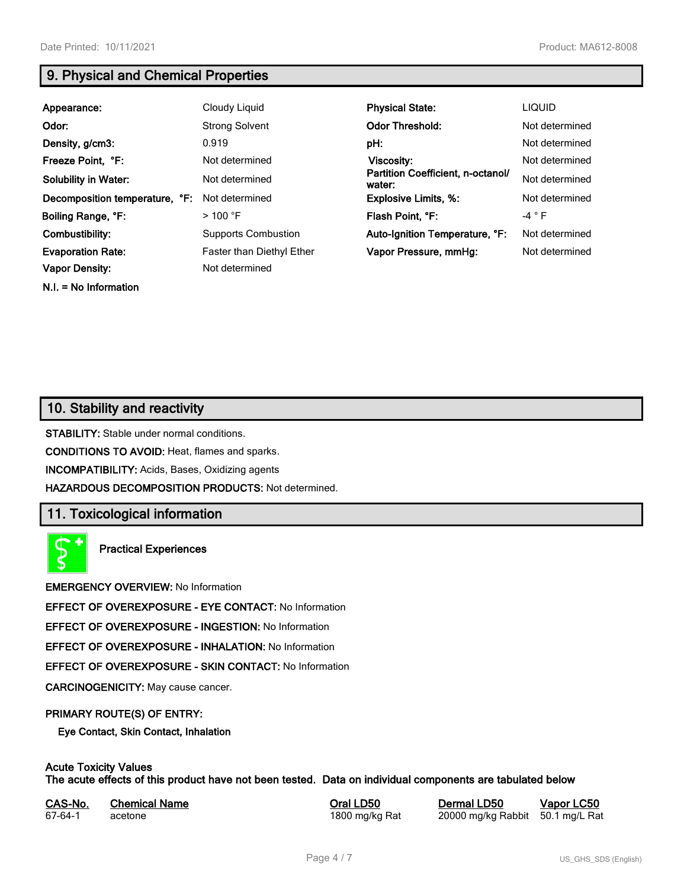## 9. Physical and Chemical Properties

| | | | |
|---|---|---|---|
| **Appearance:** | Cloudy Liquid | **Physical State:** | LIQUID |
| **Odor:** | Strong Solvent | **Odor Threshold:** | Not determined |
| **Density, g/cm3:** | 0.919 | **pH:** | Not determined |
| **Freeze Point, °F:** | Not determined | **Viscosity:** | Not determined |
| **Solubility in Water:** | Not determined | **Partition Coefficient, n-octanol/ water:** | Not determined |
| **Decomposition temperature, °F:** | Not determined | **Explosive Limits, %:** | Not determined |
| **Boiling Range, °F:** | > 100 °F | **Flash Point, °F:** | -4 ° F |
| **Combustibility:** | Supports Combustion | **Auto-Ignition Temperature, °F:** | Not determined |
| **Evaporation Rate:** | Faster than Diethyl Ether | **Vapor Pressure, mmHg:** | Not determined |
| **Vapor Density:** | Not determined | | |

**N.I. = No Information**

## 10. Stability and reactivity

**STABILITY:** Stable under normal conditions.

**CONDITIONS TO AVOID:** Heat, flames and sparks.

**INCOMPATIBILITY:** Acids, Bases, Oxidizing agents

**HAZARDOUS DECOMPOSITION PRODUCTS:** Not determined.

## 11. Toxicological information

**Practical Experiences**

**EMERGENCY OVERVIEW:** No Information

**EFFECT OF OVEREXPOSURE - EYE CONTACT:** No Information

**EFFECT OF OVEREXPOSURE - INGESTION:** No Information

**EFFECT OF OVEREXPOSURE - INHALATION:** No Information

**EFFECT OF OVEREXPOSURE - SKIN CONTACT:** No Information

**CARCINOGENICITY:** May cause cancer.

**PRIMARY ROUTE(S) OF ENTRY:**

**Eye Contact, Skin Contact, Inhalation**

**Acute Toxicity Values**
**The acute effects of this product have not been tested. Data on individual components are tabulated below**

| CAS-No. | Chemical Name | Oral LD50 | Dermal LD50 | Vapor LC50 |
|---|---|---|---|---|
| 67-64-1 | acetone | 1800 mg/kg Rat | 20000 mg/kg Rabbit | 50.1 mg/L Rat |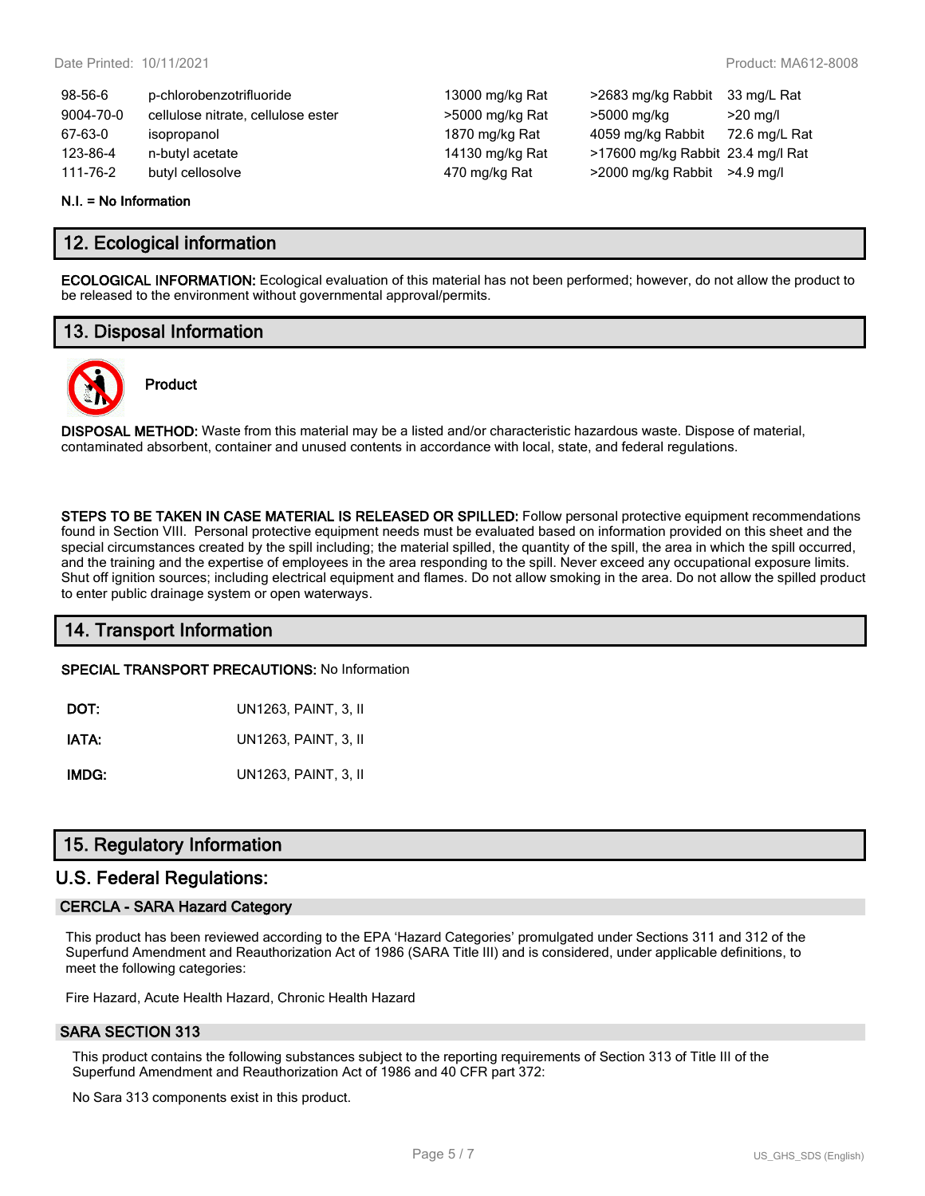| | | | | |
|---|---|---|---|---|
| 98-56-6 | p-chlorobenzotrifluoride | 13000 mg/kg Rat | >2683 mg/kg Rabbit | 33 mg/L Rat |
| 9004-70-0 | cellulose nitrate, cellulose ester | >5000 mg/kg Rat | >5000 mg/kg | >20 mg/l |
| 67-63-0 | isopropanol | 1870 mg/kg Rat | 4059 mg/kg Rabbit | 72.6 mg/L Rat |
| 123-86-4 | n-butyl acetate | 14130 mg/kg Rat | >17600 mg/kg Rabbit | 23.4 mg/l Rat |
| 111-76-2 | butyl cellosolve | 470 mg/kg Rat | >2000 mg/kg Rabbit | >4.9 mg/l |

**N.I. = No Information**

## 12. Ecological information

**ECOLOGICAL INFORMATION:** Ecological evaluation of this material has not been performed; however, do not allow the product to be released to the environment without governmental approval/permits.

## 13. Disposal Information

**Product**

**DISPOSAL METHOD:** Waste from this material may be a listed and/or characteristic hazardous waste. Dispose of material, contaminated absorbent, container and unused contents in accordance with local, state, and federal regulations.

**STEPS TO BE TAKEN IN CASE MATERIAL IS RELEASED OR SPILLED:** Follow personal protective equipment recommendations found in Section VIII. Personal protective equipment needs must be evaluated based on information provided on this sheet and the special circumstances created by the spill including; the material spilled, the quantity of the spill, the area in which the spill occurred, and the training and the expertise of employees in the area responding to the spill. Never exceed any occupational exposure limits. Shut off ignition sources; including electrical equipment and flames. Do not allow smoking in the area. Do not allow the spilled product to enter public drainage system or open waterways.

## 14. Transport Information

**SPECIAL TRANSPORT PRECAUTIONS:** No Information

| | |
|---|---|
| **DOT:** | UN1263, PAINT, 3, II |
| **IATA:** | UN1263, PAINT, 3, II |
| **IMDG:** | UN1263, PAINT, 3, II |

## 15. Regulatory Information

## U.S. Federal Regulations:

### CERCLA - SARA Hazard Category

This product has been reviewed according to the EPA 'Hazard Categories' promulgated under Sections 311 and 312 of the Superfund Amendment and Reauthorization Act of 1986 (SARA Title III) and is considered, under applicable definitions, to meet the following categories:

Fire Hazard, Acute Health Hazard, Chronic Health Hazard

### SARA SECTION 313

This product contains the following substances subject to the reporting requirements of Section 313 of Title III of the Superfund Amendment and Reauthorization Act of 1986 and 40 CFR part 372:

No Sara 313 components exist in this product.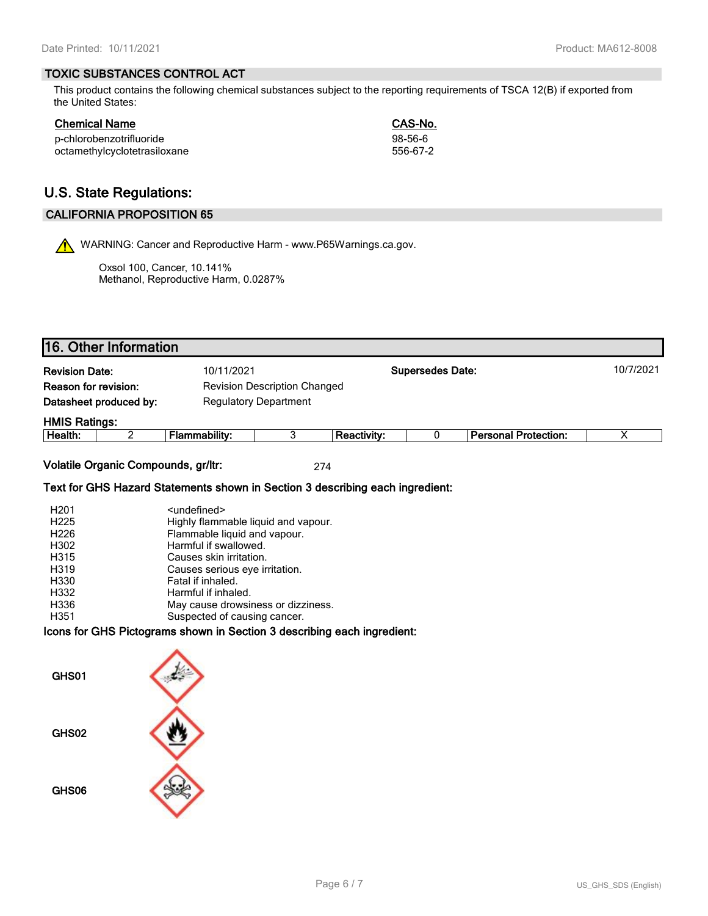## TOXIC SUBSTANCES CONTROL ACT

This product contains the following chemical substances subject to the reporting requirements of TSCA 12(B) if exported from the United States:

| Chemical Name | CAS-No. |
|---|---|
| p-chlorobenzotrifluoride | 98-56-6 |
| octamethylcyclotetrasiloxane | 556-67-2 |

# U.S. State Regulations:

## CALIFORNIA PROPOSITION 65

WARNING: Cancer and Reproductive Harm - www.P65Warnings.ca.gov.

Oxsol 100, Cancer, 10.141%
Methanol, Reproductive Harm, 0.0287%

# 16. Other Information

| | | | |
|---|---|---|---|
| **Revision Date:** | 10/11/2021 | **Supersedes Date:** | 10/7/2021 |
| **Reason for revision:** | Revision Description Changed | | |
| **Datasheet produced by:** | Regulatory Department | | |

**HMIS Ratings:**

| Health: | 2 | Flammability: | 3 | Reactivity: | 0 | Personal Protection: | X |
|---|---|---|---|---|---|---|---|

**Volatile Organic Compounds, gr/ltr:** 274

**Text for GHS Hazard Statements shown in Section 3 describing each ingredient:**

| | |
|---|---|
| H201 | <undefined> |
| H225 | Highly flammable liquid and vapour. |
| H226 | Flammable liquid and vapour. |
| H302 | Harmful if swallowed. |
| H315 | Causes skin irritation. |
| H319 | Causes serious eye irritation. |
| H330 | Fatal if inhaled. |
| H332 | Harmful if inhaled. |
| H336 | May cause drowsiness or dizziness. |
| H351 | Suspected of causing cancer. |

**Icons for GHS Pictograms shown in Section 3 describing each ingredient:**

GHS01

GHS02

GHS06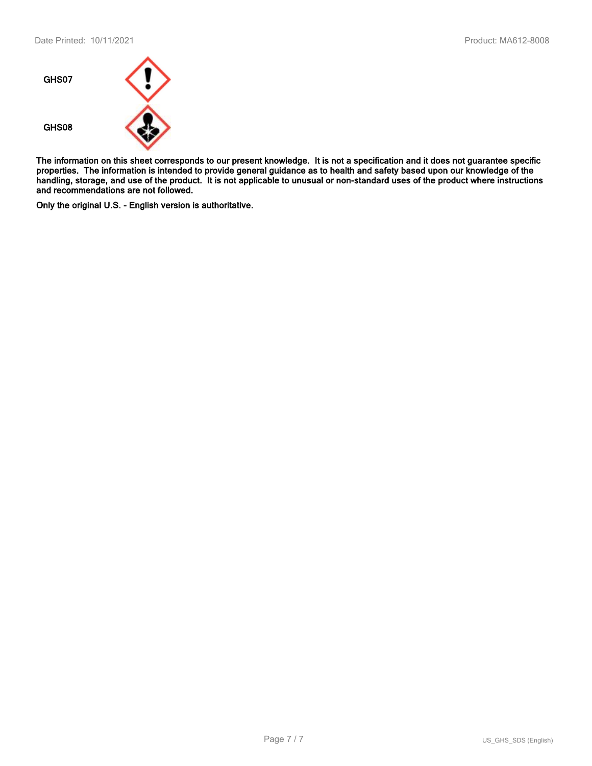**GHS07**

**GHS08**

**The information on this sheet corresponds to our present knowledge. It is not a specification and it does not guarantee specific properties. The information is intended to provide general guidance as to health and safety based upon our knowledge of the handling, storage, and use of the product. It is not applicable to unusual or non-standard uses of the product where instructions and recommendations are not followed.**

**Only the original U.S. - English version is authoritative.**